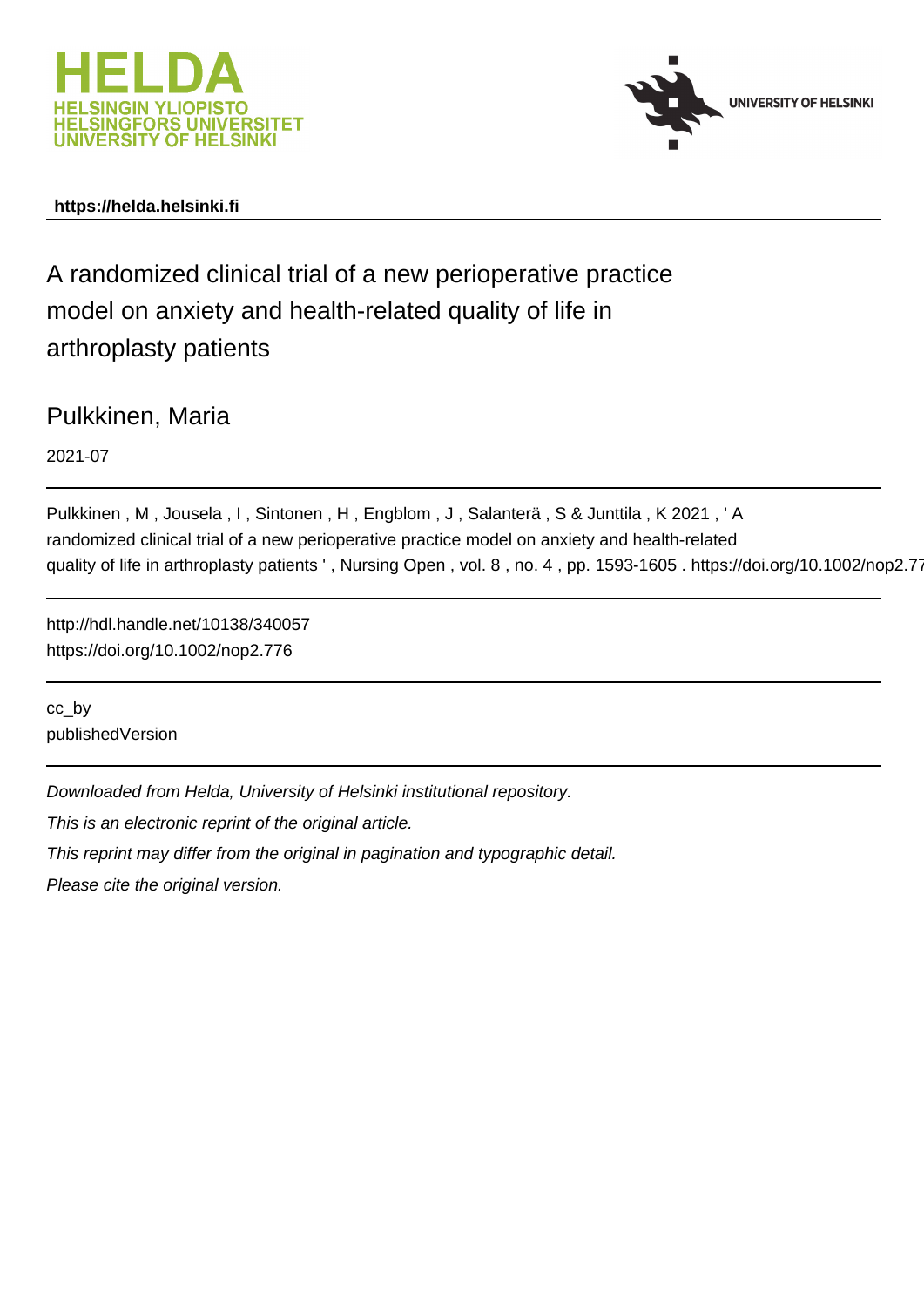HELDA
HELSINGIN YLIOPISTO
HELSINGFORS UNIVERSITET
UNIVERSITY OF HELSINKI

UNIVERSITY OF HELSINKI

**https://helda.helsinki.fi**

# A randomized clinical trial of a new perioperative practice model on anxiety and health-related quality of life in arthroplasty patients

Pulkkinen, Maria

2021-07

Pulkkinen , M , Jousela , I , Sintonen , H , Engblom , J , Salanterä , S & Junttila , K 2021 , ' A randomized clinical trial of a new perioperative practice model on anxiety and health-related quality of life in arthroplasty patients ' , Nursing Open , vol. 8 , no. 4 , pp. 1593-1605 . https://doi.org/10.1002/nop2.776

http://hdl.handle.net/10138/340057
https://doi.org/10.1002/nop2.776

cc_by
publishedVersion

*Downloaded from Helda, University of Helsinki institutional repository.*

*This is an electronic reprint of the original article.*

*This reprint may differ from the original in pagination and typographic detail.*

*Please cite the original version.*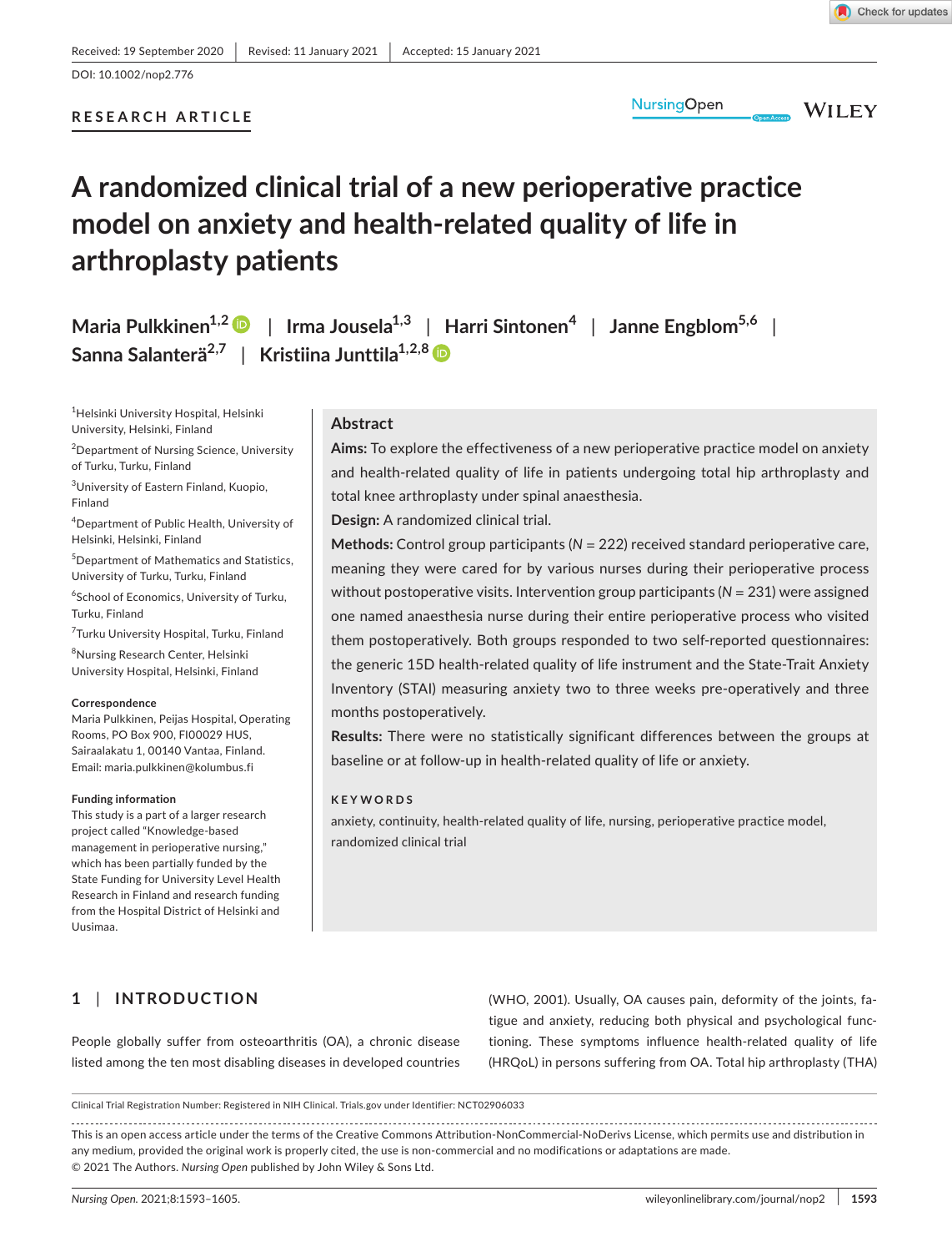Received: 19 September 2020 | Revised: 11 January 2021 | Accepted: 15 January 2021

DOI: 10.1002/nop2.776

**RESEARCH ARTICLE**

# A randomized clinical trial of a new perioperative practice model on anxiety and health-related quality of life in arthroplasty patients

**Maria Pulkkinen[1,2] | Irma Jousela[1,3] | Harri Sintonen[4] | Janne Engblom[5,6] | Sanna Salanterä[2,7] | Kristiina Junttila[1,2,8]**

[1]Helsinki University Hospital, Helsinki University, Helsinki, Finland

[2]Department of Nursing Science, University of Turku, Turku, Finland

[3]University of Eastern Finland, Kuopio, Finland

[4]Department of Public Health, University of Helsinki, Helsinki, Finland

[5]Department of Mathematics and Statistics, University of Turku, Turku, Finland

[6]School of Economics, University of Turku, Turku, Finland

[7]Turku University Hospital, Turku, Finland

[8]Nursing Research Center, Helsinki University Hospital, Helsinki, Finland

**Correspondence**

Maria Pulkkinen, Peijas Hospital, Operating Rooms, PO Box 900, FI00029 HUS, Sairaalakatu 1, 00140 Vantaa, Finland.
Email: maria.pulkkinen@kolumbus.fi

**Funding information**

This study is a part of a larger research project called "Knowledge-based management in perioperative nursing," which has been partially funded by the State Funding for University Level Health Research in Finland and research funding from the Hospital District of Helsinki and Uusimaa.

## Abstract

**Aims:** To explore the effectiveness of a new perioperative practice model on anxiety and health-related quality of life in patients undergoing total hip arthroplasty and total knee arthroplasty under spinal anaesthesia.

**Design:** A randomized clinical trial.

**Methods:** Control group participants (*N* = 222) received standard perioperative care, meaning they were cared for by various nurses during their perioperative process without postoperative visits. Intervention group participants (*N* = 231) were assigned one named anaesthesia nurse during their entire perioperative process who visited them postoperatively. Both groups responded to two self-reported questionnaires: the generic 15D health-related quality of life instrument and the State-Trait Anxiety Inventory (STAI) measuring anxiety two to three weeks pre-operatively and three months postoperatively.

**Results:** There were no statistically significant differences between the groups at baseline or at follow-up in health-related quality of life or anxiety.

**KEYWORDS**

anxiety, continuity, health-related quality of life, nursing, perioperative practice model, randomized clinical trial

## 1 | INTRODUCTION

People globally suffer from osteoarthritis (OA), a chronic disease listed among the ten most disabling diseases in developed countries (WHO, 2001). Usually, OA causes pain, deformity of the joints, fatigue and anxiety, reducing both physical and psychological functioning. These symptoms influence health-related quality of life (HRQoL) in persons suffering from OA. Total hip arthroplasty (THA)

Clinical Trial Registration Number: Registered in NIH Clinical. Trials.gov under Identifier: NCT02906033

This is an open access article under the terms of the Creative Commons Attribution-NonCommercial-NoDerivs License, which permits use and distribution in any medium, provided the original work is properly cited, the use is non-commercial and no modifications or adaptations are made.
© 2021 The Authors. *Nursing Open* published by John Wiley & Sons Ltd.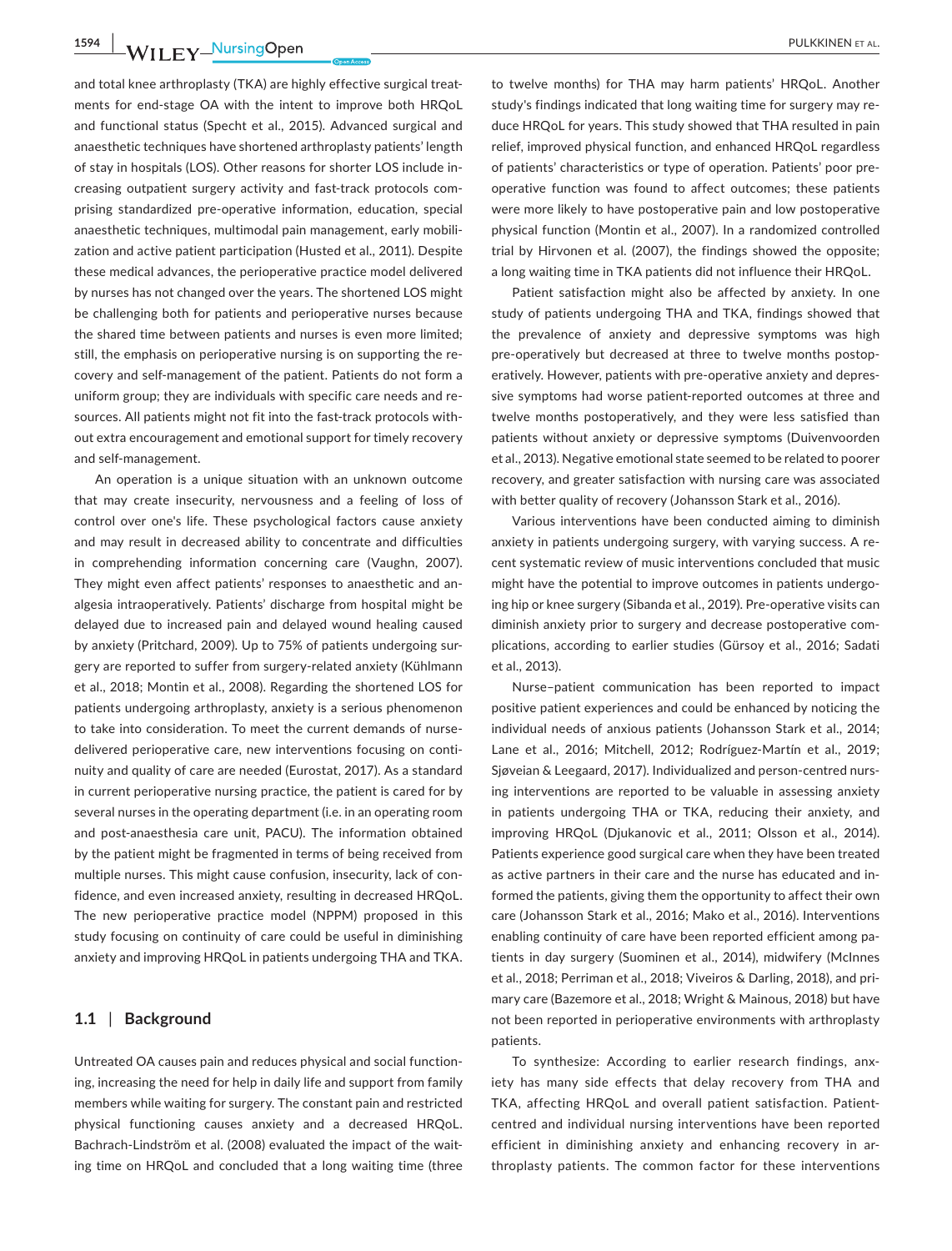and total knee arthroplasty (TKA) are highly effective surgical treatments for end-stage OA with the intent to improve both HRQoL and functional status (Specht et al., 2015). Advanced surgical and anaesthetic techniques have shortened arthroplasty patients' length of stay in hospitals (LOS). Other reasons for shorter LOS include increasing outpatient surgery activity and fast-track protocols comprising standardized pre-operative information, education, special anaesthetic techniques, multimodal pain management, early mobilization and active patient participation (Husted et al., 2011). Despite these medical advances, the perioperative practice model delivered by nurses has not changed over the years. The shortened LOS might be challenging both for patients and perioperative nurses because the shared time between patients and nurses is even more limited; still, the emphasis on perioperative nursing is on supporting the recovery and self-management of the patient. Patients do not form a uniform group; they are individuals with specific care needs and resources. All patients might not fit into the fast-track protocols without extra encouragement and emotional support for timely recovery and self-management.

An operation is a unique situation with an unknown outcome that may create insecurity, nervousness and a feeling of loss of control over one's life. These psychological factors cause anxiety and may result in decreased ability to concentrate and difficulties in comprehending information concerning care (Vaughn, 2007). They might even affect patients' responses to anaesthetic and analgesia intraoperatively. Patients' discharge from hospital might be delayed due to increased pain and delayed wound healing caused by anxiety (Pritchard, 2009). Up to 75% of patients undergoing surgery are reported to suffer from surgery-related anxiety (Kühlmann et al., 2018; Montin et al., 2008). Regarding the shortened LOS for patients undergoing arthroplasty, anxiety is a serious phenomenon to take into consideration. To meet the current demands of nurse-delivered perioperative care, new interventions focusing on continuity and quality of care are needed (Eurostat, 2017). As a standard in current perioperative nursing practice, the patient is cared for by several nurses in the operating department (i.e. in an operating room and post-anaesthesia care unit, PACU). The information obtained by the patient might be fragmented in terms of being received from multiple nurses. This might cause confusion, insecurity, lack of confidence, and even increased anxiety, resulting in decreased HRQoL. The new perioperative practice model (NPPM) proposed in this study focusing on continuity of care could be useful in diminishing anxiety and improving HRQoL in patients undergoing THA and TKA.

## 1.1 | Background

Untreated OA causes pain and reduces physical and social functioning, increasing the need for help in daily life and support from family members while waiting for surgery. The constant pain and restricted physical functioning causes anxiety and a decreased HRQoL. Bachrach-Lindström et al. (2008) evaluated the impact of the waiting time on HRQoL and concluded that a long waiting time (three to twelve months) for THA may harm patients' HRQoL. Another study's findings indicated that long waiting time for surgery may reduce HRQoL for years. This study showed that THA resulted in pain relief, improved physical function, and enhanced HRQoL regardless of patients' characteristics or type of operation. Patients' poor pre-operative function was found to affect outcomes; these patients were more likely to have postoperative pain and low postoperative physical function (Montin et al., 2007). In a randomized controlled trial by Hirvonen et al. (2007), the findings showed the opposite; a long waiting time in TKA patients did not influence their HRQoL.

Patient satisfaction might also be affected by anxiety. In one study of patients undergoing THA and TKA, findings showed that the prevalence of anxiety and depressive symptoms was high pre-operatively but decreased at three to twelve months postoperatively. However, patients with pre-operative anxiety and depressive symptoms had worse patient-reported outcomes at three and twelve months postoperatively, and they were less satisfied than patients without anxiety or depressive symptoms (Duivenvoorden et al., 2013). Negative emotional state seemed to be related to poorer recovery, and greater satisfaction with nursing care was associated with better quality of recovery (Johansson Stark et al., 2016).

Various interventions have been conducted aiming to diminish anxiety in patients undergoing surgery, with varying success. A recent systematic review of music interventions concluded that music might have the potential to improve outcomes in patients undergoing hip or knee surgery (Sibanda et al., 2019). Pre-operative visits can diminish anxiety prior to surgery and decrease postoperative complications, according to earlier studies (Gürsoy et al., 2016; Sadati et al., 2013).

Nurse–patient communication has been reported to impact positive patient experiences and could be enhanced by noticing the individual needs of anxious patients (Johansson Stark et al., 2014; Lane et al., 2016; Mitchell, 2012; Rodríguez-Martín et al., 2019; Sjøveian & Leegaard, 2017). Individualized and person-centred nursing interventions are reported to be valuable in assessing anxiety in patients undergoing THA or TKA, reducing their anxiety, and improving HRQoL (Djukanovic et al., 2011; Olsson et al., 2014). Patients experience good surgical care when they have been treated as active partners in their care and the nurse has educated and informed the patients, giving them the opportunity to affect their own care (Johansson Stark et al., 2016; Mako et al., 2016). Interventions enabling continuity of care have been reported efficient among patients in day surgery (Suominen et al., 2014), midwifery (McInnes et al., 2018; Perriman et al., 2018; Viveiros & Darling, 2018), and primary care (Bazemore et al., 2018; Wright & Mainous, 2018) but have not been reported in perioperative environments with arthroplasty patients.

To synthesize: According to earlier research findings, anxiety has many side effects that delay recovery from THA and TKA, affecting HRQoL and overall patient satisfaction. Patient-centred and individual nursing interventions have been reported efficient in diminishing anxiety and enhancing recovery in arthroplasty patients. The common factor for these interventions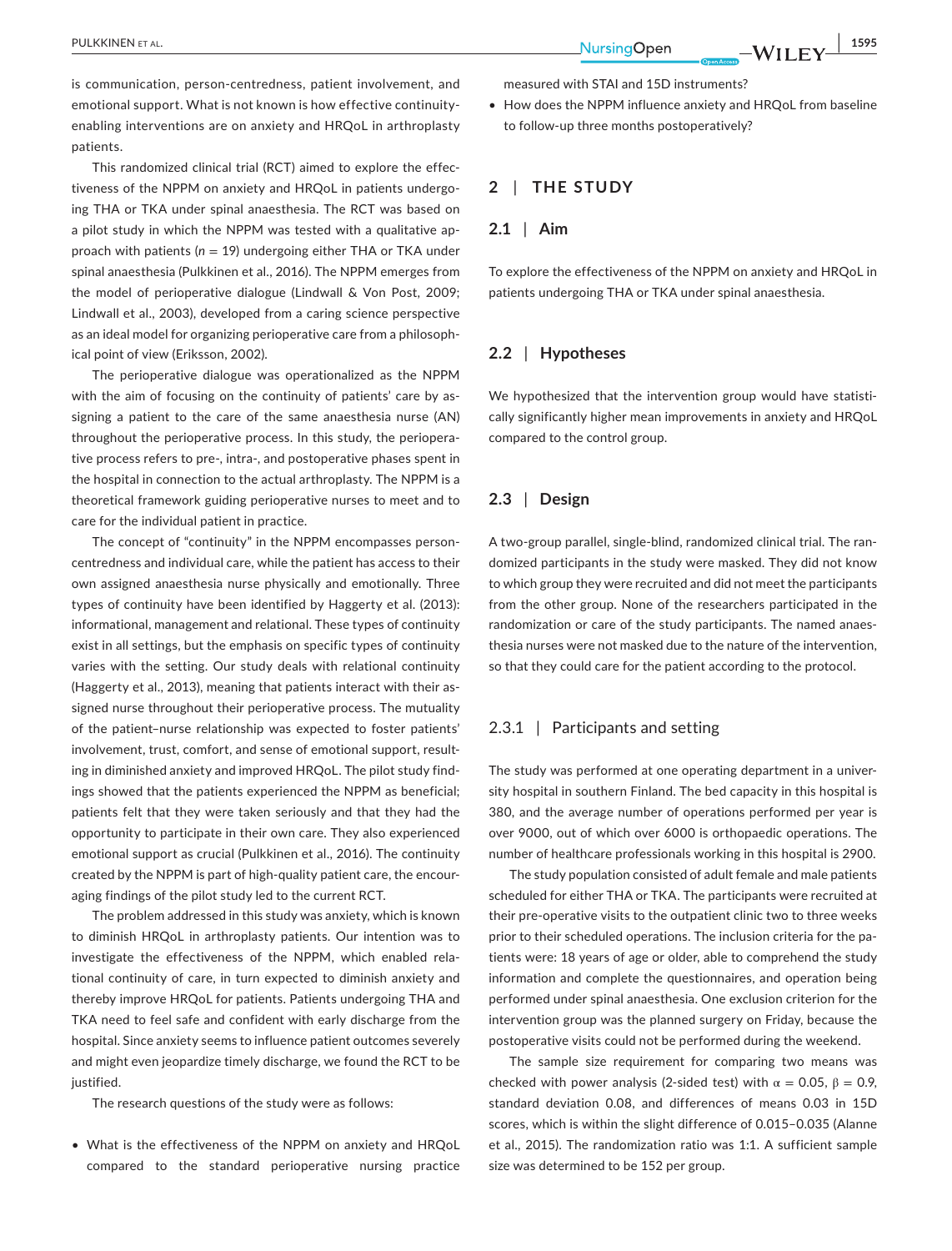is communication, person-centredness, patient involvement, and emotional support. What is not known is how effective continuity-enabling interventions are on anxiety and HRQoL in arthroplasty patients.

This randomized clinical trial (RCT) aimed to explore the effectiveness of the NPPM on anxiety and HRQoL in patients undergoing THA or TKA under spinal anaesthesia. The RCT was based on a pilot study in which the NPPM was tested with a qualitative approach with patients ($n$ = 19) undergoing either THA or TKA under spinal anaesthesia (Pulkkinen et al., 2016). The NPPM emerges from the model of perioperative dialogue (Lindwall & Von Post, 2009; Lindwall et al., 2003), developed from a caring science perspective as an ideal model for organizing perioperative care from a philosophical point of view (Eriksson, 2002).

The perioperative dialogue was operationalized as the NPPM with the aim of focusing on the continuity of patients' care by assigning a patient to the care of the same anaesthesia nurse (AN) throughout the perioperative process. In this study, the perioperative process refers to pre-, intra-, and postoperative phases spent in the hospital in connection to the actual arthroplasty. The NPPM is a theoretical framework guiding perioperative nurses to meet and to care for the individual patient in practice.

The concept of "continuity" in the NPPM encompasses person-centredness and individual care, while the patient has access to their own assigned anaesthesia nurse physically and emotionally. Three types of continuity have been identified by Haggerty et al. (2013): informational, management and relational. These types of continuity exist in all settings, but the emphasis on specific types of continuity varies with the setting. Our study deals with relational continuity (Haggerty et al., 2013), meaning that patients interact with their assigned nurse throughout their perioperative process. The mutuality of the patient–nurse relationship was expected to foster patients' involvement, trust, comfort, and sense of emotional support, resulting in diminished anxiety and improved HRQoL. The pilot study findings showed that the patients experienced the NPPM as beneficial; patients felt that they were taken seriously and that they had the opportunity to participate in their own care. They also experienced emotional support as crucial (Pulkkinen et al., 2016). The continuity created by the NPPM is part of high-quality patient care, the encouraging findings of the pilot study led to the current RCT.

The problem addressed in this study was anxiety, which is known to diminish HRQoL in arthroplasty patients. Our intention was to investigate the effectiveness of the NPPM, which enabled relational continuity of care, in turn expected to diminish anxiety and thereby improve HRQoL for patients. Patients undergoing THA and TKA need to feel safe and confident with early discharge from the hospital. Since anxiety seems to influence patient outcomes severely and might even jeopardize timely discharge, we found the RCT to be justified.

The research questions of the study were as follows:

- What is the effectiveness of the NPPM on anxiety and HRQoL compared to the standard perioperative nursing practice measured with STAI and 15D instruments?
- How does the NPPM influence anxiety and HRQoL from baseline to follow-up three months postoperatively?

## 2 | THE STUDY

### 2.1 | Aim

To explore the effectiveness of the NPPM on anxiety and HRQoL in patients undergoing THA or TKA under spinal anaesthesia.

### 2.2 | Hypotheses

We hypothesized that the intervention group would have statistically significantly higher mean improvements in anxiety and HRQoL compared to the control group.

### 2.3 | Design

A two-group parallel, single-blind, randomized clinical trial. The randomized participants in the study were masked. They did not know to which group they were recruited and did not meet the participants from the other group. None of the researchers participated in the randomization or care of the study participants. The named anaesthesia nurses were not masked due to the nature of the intervention, so that they could care for the patient according to the protocol.

#### 2.3.1 | Participants and setting

The study was performed at one operating department in a university hospital in southern Finland. The bed capacity in this hospital is 380, and the average number of operations performed per year is over 9000, out of which over 6000 is orthopaedic operations. The number of healthcare professionals working in this hospital is 2900.

The study population consisted of adult female and male patients scheduled for either THA or TKA. The participants were recruited at their pre-operative visits to the outpatient clinic two to three weeks prior to their scheduled operations. The inclusion criteria for the patients were: 18 years of age or older, able to comprehend the study information and complete the questionnaires, and operation being performed under spinal anaesthesia. One exclusion criterion for the intervention group was the planned surgery on Friday, because the postoperative visits could not be performed during the weekend.

The sample size requirement for comparing two means was checked with power analysis (2-sided test) with $\alpha = 0.05$, $\beta = 0.9$, standard deviation 0.08, and differences of means 0.03 in 15D scores, which is within the slight difference of 0.015–0.035 (Alanne et al., 2015). The randomization ratio was 1:1. A sufficient sample size was determined to be 152 per group.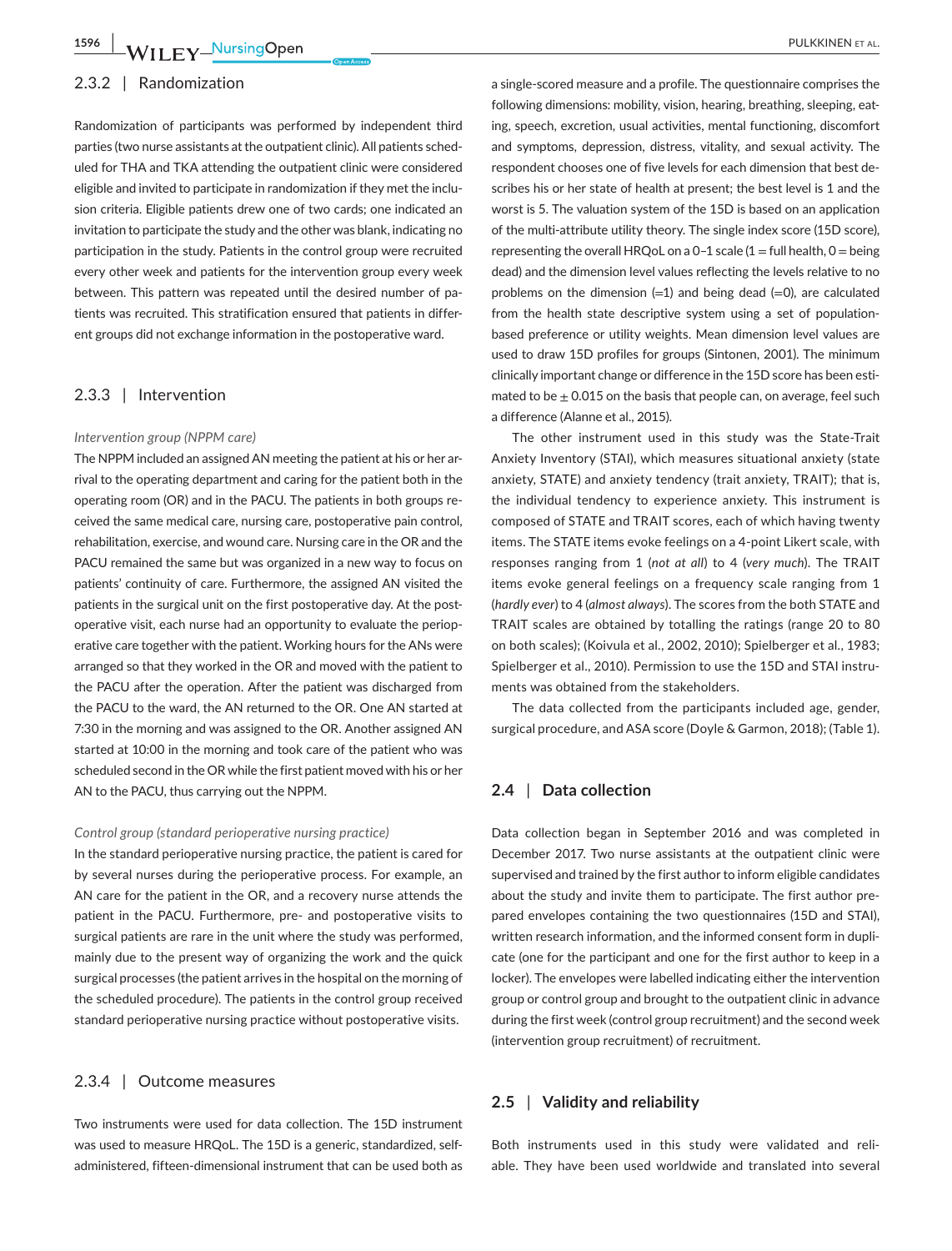### 2.3.2 | Randomization

Randomization of participants was performed by independent third parties (two nurse assistants at the outpatient clinic). All patients scheduled for THA and TKA attending the outpatient clinic were considered eligible and invited to participate in randomization if they met the inclusion criteria. Eligible patients drew one of two cards; one indicated an invitation to participate the study and the other was blank, indicating no participation in the study. Patients in the control group were recruited every other week and patients for the intervention group every week between. This pattern was repeated until the desired number of patients was recruited. This stratification ensured that patients in different groups did not exchange information in the postoperative ward.

### 2.3.3 | Intervention

*Intervention group (NPPM care)*

The NPPM included an assigned AN meeting the patient at his or her arrival to the operating department and caring for the patient both in the operating room (OR) and in the PACU. The patients in both groups received the same medical care, nursing care, postoperative pain control, rehabilitation, exercise, and wound care. Nursing care in the OR and the PACU remained the same but was organized in a new way to focus on patients' continuity of care. Furthermore, the assigned AN visited the patients in the surgical unit on the first postoperative day. At the postoperative visit, each nurse had an opportunity to evaluate the perioperative care together with the patient. Working hours for the ANs were arranged so that they worked in the OR and moved with the patient to the PACU after the operation. After the patient was discharged from the PACU to the ward, the AN returned to the OR. One AN started at 7:30 in the morning and was assigned to the OR. Another assigned AN started at 10:00 in the morning and took care of the patient who was scheduled second in the OR while the first patient moved with his or her AN to the PACU, thus carrying out the NPPM.

*Control group (standard perioperative nursing practice)*

In the standard perioperative nursing practice, the patient is cared for by several nurses during the perioperative process. For example, an AN care for the patient in the OR, and a recovery nurse attends the patient in the PACU. Furthermore, pre- and postoperative visits to surgical patients are rare in the unit where the study was performed, mainly due to the present way of organizing the work and the quick surgical processes (the patient arrives in the hospital on the morning of the scheduled procedure). The patients in the control group received standard perioperative nursing practice without postoperative visits.

### 2.3.4 | Outcome measures

Two instruments were used for data collection. The 15D instrument was used to measure HRQoL. The 15D is a generic, standardized, self-administered, fifteen-dimensional instrument that can be used both as a single-scored measure and a profile. The questionnaire comprises the following dimensions: mobility, vision, hearing, breathing, sleeping, eating, speech, excretion, usual activities, mental functioning, discomfort and symptoms, depression, distress, vitality, and sexual activity. The respondent chooses one of five levels for each dimension that best describes his or her state of health at present; the best level is 1 and the worst is 5. The valuation system of the 15D is based on an application of the multi-attribute utility theory. The single index score (15D score), representing the overall HRQoL on a 0–1 scale (1 = full health, 0 = being dead) and the dimension level values reflecting the levels relative to no problems on the dimension (=1) and being dead (=0), are calculated from the health state descriptive system using a set of population-based preference or utility weights. Mean dimension level values are used to draw 15D profiles for groups (Sintonen, 2001). The minimum clinically important change or difference in the 15D score has been estimated to be $\pm$ 0.015 on the basis that people can, on average, feel such a difference (Alanne et al., 2015).

The other instrument used in this study was the State-Trait Anxiety Inventory (STAI), which measures situational anxiety (state anxiety, STATE) and anxiety tendency (trait anxiety, TRAIT); that is, the individual tendency to experience anxiety. This instrument is composed of STATE and TRAIT scores, each of which having twenty items. The STATE items evoke feelings on a 4-point Likert scale, with responses ranging from 1 (*not at all*) to 4 (*very much*). The TRAIT items evoke general feelings on a frequency scale ranging from 1 (*hardly ever*) to 4 (*almost always*). The scores from the both STATE and TRAIT scales are obtained by totalling the ratings (range 20 to 80 on both scales); (Koivula et al., 2002, 2010); Spielberger et al., 1983; Spielberger et al., 2010). Permission to use the 15D and STAI instruments was obtained from the stakeholders.

The data collected from the participants included age, gender, surgical procedure, and ASA score (Doyle & Garmon, 2018); (Table 1).

## 2.4 | Data collection

Data collection began in September 2016 and was completed in December 2017. Two nurse assistants at the outpatient clinic were supervised and trained by the first author to inform eligible candidates about the study and invite them to participate. The first author prepared envelopes containing the two questionnaires (15D and STAI), written research information, and the informed consent form in duplicate (one for the participant and one for the first author to keep in a locker). The envelopes were labelled indicating either the intervention group or control group and brought to the outpatient clinic in advance during the first week (control group recruitment) and the second week (intervention group recruitment) of recruitment.

## 2.5 | Validity and reliability

Both instruments used in this study were validated and reliable. They have been used worldwide and translated into several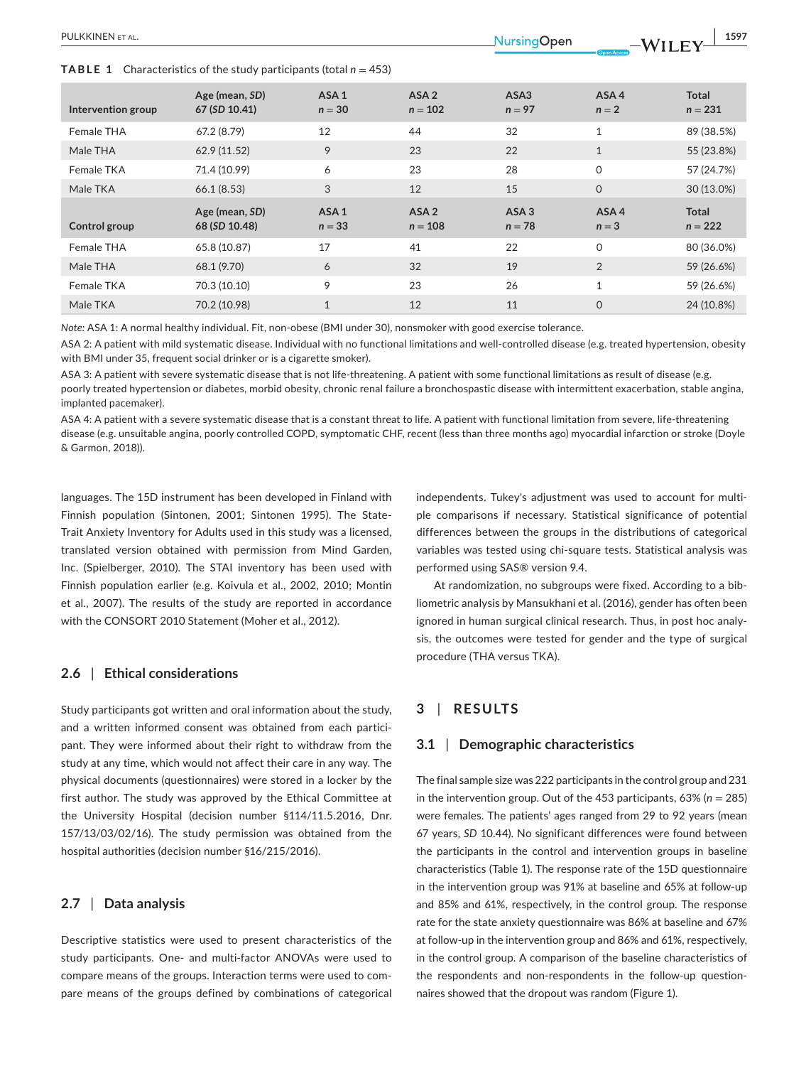**TABLE 1** Characteristics of the study participants (total $n = 453$)

| Intervention group | Age (mean, *SD*) 67 (*SD* 10.41) | ASA 1 $n = 30$ | ASA 2 $n = 102$ | ASA3 $n = 97$ | ASA 4 $n = 2$ | Total $n = 231$ |
|---|---|---|---|---|---|---|
| Female THA | 67.2 (8.79) | 12 | 44 | 32 | 1 | 89 (38.5%) |
| Male THA | 62.9 (11.52) | 9 | 23 | 22 | 1 | 55 (23.8%) |
| Female TKA | 71.4 (10.99) | 6 | 23 | 28 | 0 | 57 (24.7%) |
| Male TKA | 66.1 (8.53) | 3 | 12 | 15 | 0 | 30 (13.0%) |
| **Control group** | **Age (mean, *SD*) 68 (*SD* 10.48)** | **ASA 1 $n = 33$** | **ASA 2 $n = 108$** | **ASA 3 $n = 78$** | **ASA 4 $n = 3$** | **Total $n = 222$** |
| Female THA | 65.8 (10.87) | 17 | 41 | 22 | 0 | 80 (36.0%) |
| Male THA | 68.1 (9.70) | 6 | 32 | 19 | 2 | 59 (26.6%) |
| Female TKA | 70.3 (10.10) | 9 | 23 | 26 | 1 | 59 (26.6%) |
| Male TKA | 70.2 (10.98) | 1 | 12 | 11 | 0 | 24 (10.8%) |

*Note:* ASA 1: A normal healthy individual. Fit, non-obese (BMI under 30), nonsmoker with good exercise tolerance.

ASA 2: A patient with mild systematic disease. Individual with no functional limitations and well-controlled disease (e.g. treated hypertension, obesity with BMI under 35, frequent social drinker or is a cigarette smoker).

ASA 3: A patient with severe systematic disease that is not life-threatening. A patient with some functional limitations as result of disease (e.g. poorly treated hypertension or diabetes, morbid obesity, chronic renal failure a bronchospastic disease with intermittent exacerbation, stable angina, implanted pacemaker).

ASA 4: A patient with a severe systematic disease that is a constant threat to life. A patient with functional limitation from severe, life-threatening disease (e.g. unsuitable angina, poorly controlled COPD, symptomatic CHF, recent (less than three months ago) myocardial infarction or stroke (Doyle & Garmon, 2018)).

languages. The 15D instrument has been developed in Finland with Finnish population (Sintonen, 2001; Sintonen 1995). The State-Trait Anxiety Inventory for Adults used in this study was a licensed, translated version obtained with permission from Mind Garden, Inc. (Spielberger, 2010). The STAI inventory has been used with Finnish population earlier (e.g. Koivula et al., 2002, 2010; Montin et al., 2007). The results of the study are reported in accordance with the CONSORT 2010 Statement (Moher et al., 2012).

## 2.6 | Ethical considerations

Study participants got written and oral information about the study, and a written informed consent was obtained from each participant. They were informed about their right to withdraw from the study at any time, which would not affect their care in any way. The physical documents (questionnaires) were stored in a locker by the first author. The study was approved by the Ethical Committee at the University Hospital (decision number §114/11.5.2016, Dnr. 157/13/03/02/16). The study permission was obtained from the hospital authorities (decision number §16/215/2016).

## 2.7 | Data analysis

Descriptive statistics were used to present characteristics of the study participants. One- and multi-factor ANOVAs were used to compare means of the groups. Interaction terms were used to compare means of the groups defined by combinations of categorical independents. Tukey's adjustment was used to account for multiple comparisons if necessary. Statistical significance of potential differences between the groups in the distributions of categorical variables was tested using chi-square tests. Statistical analysis was performed using SAS® version 9.4.

At randomization, no subgroups were fixed. According to a bibliometric analysis by Mansukhani et al. (2016), gender has often been ignored in human surgical clinical research. Thus, in post hoc analysis, the outcomes were tested for gender and the type of surgical procedure (THA versus TKA).

# 3 | RESULTS

## 3.1 | Demographic characteristics

The final sample size was 222 participants in the control group and 231 in the intervention group. Out of the 453 participants, 63% ($n = 285$) were females. The patients' ages ranged from 29 to 92 years (mean 67 years, *SD* 10.44). No significant differences were found between the participants in the control and intervention groups in baseline characteristics (Table 1). The response rate of the 15D questionnaire in the intervention group was 91% at baseline and 65% at follow-up and 85% and 61%, respectively, in the control group. The response rate for the state anxiety questionnaire was 86% at baseline and 67% at follow-up in the intervention group and 86% and 61%, respectively, in the control group. A comparison of the baseline characteristics of the respondents and non-respondents in the follow-up questionnaires showed that the dropout was random (Figure 1).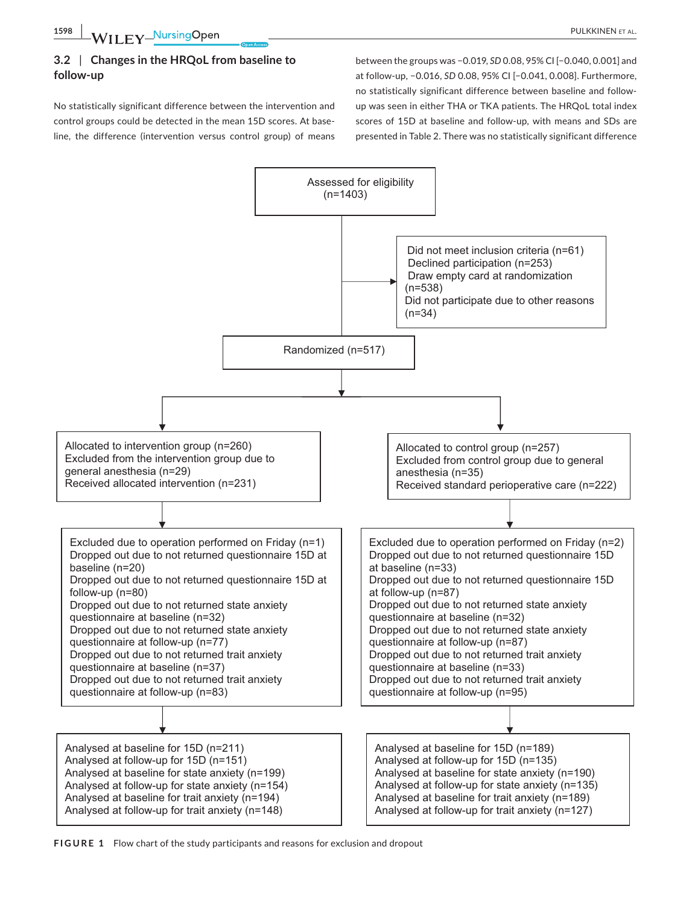### 3.2 | Changes in the HRQoL from baseline to follow-up

No statistically significant difference between the intervention and control groups could be detected in the mean 15D scores. At baseline, the difference (intervention versus control group) of means between the groups was −0.019, *SD* 0.08, 95% CI [−0.040, 0.001] and at follow-up, −0.016, *SD* 0.08, 95% CI [−0.041, 0.008]. Furthermore, no statistically significant difference between baseline and follow-up was seen in either THA or TKA patients. The HRQoL total index scores of 15D at baseline and follow-up, with means and SDs are presented in Table 2. There was no statistically significant difference

Assessed for eligibility (n=1403)

Did not meet inclusion criteria (n=61)
Declined participation (n=253)
Draw empty card at randomization (n=538)
Did not participate due to other reasons (n=34)

Randomized (n=517)

Allocated to intervention group (n=260)
Excluded from the intervention group due to general anesthesia (n=29)
Received allocated intervention (n=231)

Allocated to control group (n=257)
Excluded from control group due to general anesthesia (n=35)
Received standard perioperative care (n=222)

Excluded due to operation performed on Friday (n=1)
Dropped out due to not returned questionnaire 15D at baseline (n=20)
Dropped out due to not returned questionnaire 15D at follow-up (n=80)
Dropped out due to not returned state anxiety questionnaire at baseline (n=32)
Dropped out due to not returned state anxiety questionnaire at follow-up (n=77)
Dropped out due to not returned trait anxiety questionnaire at baseline (n=37)
Dropped out due to not returned trait anxiety questionnaire at follow-up (n=83)

Excluded due to operation performed on Friday (n=2)
Dropped out due to not returned questionnaire 15D at baseline (n=33)
Dropped out due to not returned questionnaire 15D at follow-up (n=87)
Dropped out due to not returned state anxiety questionnaire at baseline (n=32)
Dropped out due to not returned state anxiety questionnaire at follow-up (n=87)
Dropped out due to not returned trait anxiety questionnaire at baseline (n=33)
Dropped out due to not returned trait anxiety questionnaire at follow-up (n=95)

Analysed at baseline for 15D (n=211)
Analysed at follow-up for 15D (n=151)
Analysed at baseline for state anxiety (n=199)
Analysed at follow-up for state anxiety (n=154)
Analysed at baseline for trait anxiety (n=194)
Analysed at follow-up for trait anxiety (n=148)

Analysed at baseline for 15D (n=189)
Analysed at follow-up for 15D (n=135)
Analysed at baseline for state anxiety (n=190)
Analysed at follow-up for state anxiety (n=135)
Analysed at baseline for trait anxiety (n=189)
Analysed at follow-up for trait anxiety (n=127)

**FIGURE 1** Flow chart of the study participants and reasons for exclusion and dropout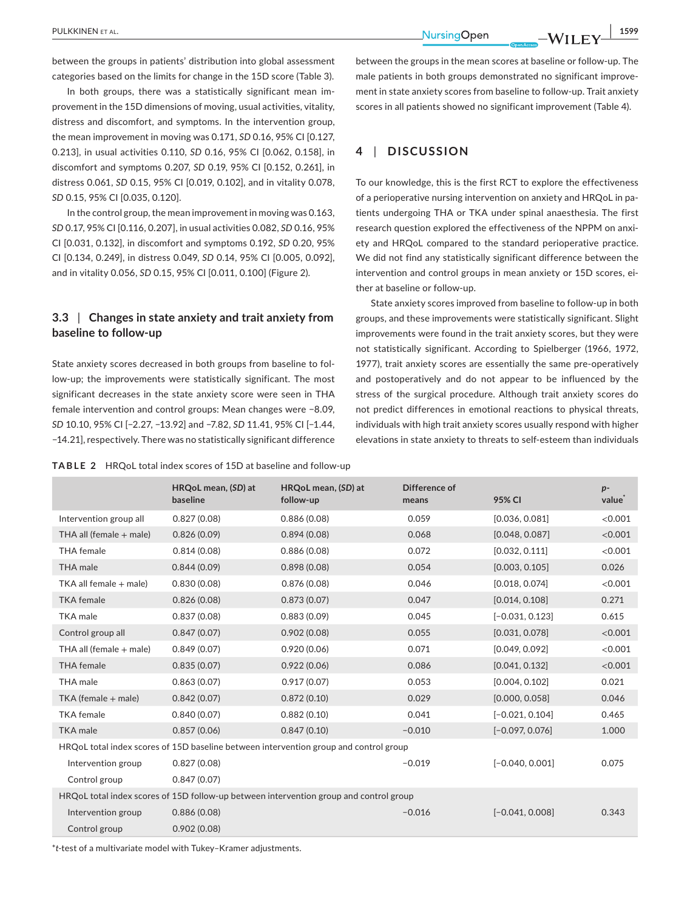between the groups in patients' distribution into global assessment categories based on the limits for change in the 15D score (Table 3).

In both groups, there was a statistically significant mean improvement in the 15D dimensions of moving, usual activities, vitality, distress and discomfort, and symptoms. In the intervention group, the mean improvement in moving was 0.171, *SD* 0.16, 95% CI [0.127, 0.213], in usual activities 0.110, *SD* 0.16, 95% CI [0.062, 0.158], in discomfort and symptoms 0.207, *SD* 0.19, 95% CI [0.152, 0.261], in distress 0.061, *SD* 0.15, 95% CI [0.019, 0.102], and in vitality 0.078, *SD* 0.15, 95% CI [0.035, 0.120].

In the control group, the mean improvement in moving was 0.163, *SD* 0.17, 95% CI [0.116, 0.207], in usual activities 0.082, *SD* 0.16, 95% CI [0.031, 0.132], in discomfort and symptoms 0.192, *SD* 0.20, 95% CI [0.134, 0.249], in distress 0.049, *SD* 0.14, 95% CI [0.005, 0.092], and in vitality 0.056, *SD* 0.15, 95% CI [0.011, 0.100] (Figure 2).

### 3.3 | Changes in state anxiety and trait anxiety from baseline to follow-up

State anxiety scores decreased in both groups from baseline to follow-up; the improvements were statistically significant. The most significant decreases in the state anxiety score were seen in THA female intervention and control groups: Mean changes were −8.09, *SD* 10.10, 95% CI [−2.27, −13.92] and −7.82, *SD* 11.41, 95% CI [−1.44, −14.21], respectively. There was no statistically significant difference between the groups in the mean scores at baseline or follow-up. The male patients in both groups demonstrated no significant improvement in state anxiety scores from baseline to follow-up. Trait anxiety scores in all patients showed no significant improvement (Table 4).

## 4 | DISCUSSION

To our knowledge, this is the first RCT to explore the effectiveness of a perioperative nursing intervention on anxiety and HRQoL in patients undergoing THA or TKA under spinal anaesthesia. The first research question explored the effectiveness of the NPPM on anxiety and HRQoL compared to the standard perioperative practice. We did not find any statistically significant difference between the intervention and control groups in mean anxiety or 15D scores, either at baseline or follow-up.

State anxiety scores improved from baseline to follow-up in both groups, and these improvements were statistically significant. Slight improvements were found in the trait anxiety scores, but they were not statistically significant. According to Spielberger (1966, 1972, 1977), trait anxiety scores are essentially the same pre-operatively and postoperatively and do not appear to be influenced by the stress of the surgical procedure. Although trait anxiety scores do not predict differences in emotional reactions to physical threats, individuals with high trait anxiety scores usually respond with higher elevations in state anxiety to threats to self-esteem than individuals

**TABLE 2** HRQoL total index scores of 15D at baseline and follow-up

| | HRQoL mean, (*SD*) at baseline | HRQoL mean, (*SD*) at follow-up | Difference of means | 95% CI | *p*-value* |
|---|---|---|---|---|---|
| Intervention group all | 0.827 (0.08) | 0.886 (0.08) | 0.059 | [0.036, 0.081] | <0.001 |
| THA all (female + male) | 0.826 (0.09) | 0.894 (0.08) | 0.068 | [0.048, 0.087] | <0.001 |
| THA female | 0.814 (0.08) | 0.886 (0.08) | 0.072 | [0.032, 0.111] | <0.001 |
| THA male | 0.844 (0.09) | 0.898 (0.08) | 0.054 | [0.003, 0.105] | 0.026 |
| TKA all female + male) | 0.830 (0.08) | 0.876 (0.08) | 0.046 | [0.018, 0.074] | <0.001 |
| TKA female | 0.826 (0.08) | 0.873 (0.07) | 0.047 | [0.014, 0.108] | 0.271 |
| TKA male | 0.837 (0.08) | 0.883 (0.09) | 0.045 | [−0.031, 0.123] | 0.615 |
| Control group all | 0.847 (0.07) | 0.902 (0.08) | 0.055 | [0.031, 0.078] | <0.001 |
| THA all (female + male) | 0.849 (0.07) | 0.920 (0.06) | 0.071 | [0.049, 0.092] | <0.001 |
| THA female | 0.835 (0.07) | 0.922 (0.06) | 0.086 | [0.041, 0.132] | <0.001 |
| THA male | 0.863 (0.07) | 0.917 (0.07) | 0.053 | [0.004, 0.102] | 0.021 |
| TKA (female + male) | 0.842 (0.07) | 0.872 (0.10) | 0.029 | [0.000, 0.058] | 0.046 |
| TKA female | 0.840 (0.07) | 0.882 (0.10) | 0.041 | [−0.021, 0.104] | 0.465 |
| TKA male | 0.857 (0.06) | 0.847 (0.10) | −0.010 | [−0.097, 0.076] | 1.000 |
| HRQoL total index scores of 15D baseline between intervention group and control group | | | | | |
| Intervention group | 0.827 (0.08) | | −0.019 | [−0.040, 0.001] | 0.075 |
| Control group | 0.847 (0.07) | | | | |
| HRQoL total index scores of 15D follow-up between intervention group and control group | | | | | |
| Intervention group | 0.886 (0.08) | | −0.016 | [−0.041, 0.008] | 0.343 |
| Control group | 0.902 (0.08) | | | | |

*t-test of a multivariate model with Tukey–Kramer adjustments.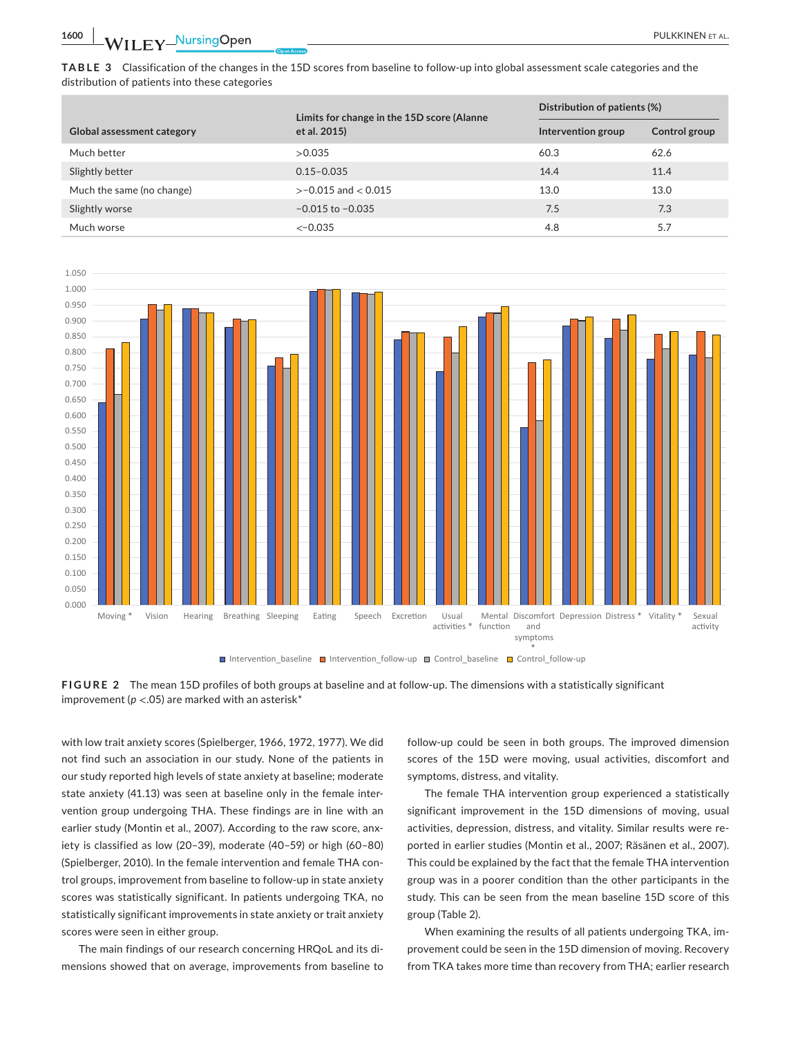**TABLE 3** Classification of the changes in the 15D scores from baseline to follow-up into global assessment scale categories and the distribution of patients into these categories

| Global assessment category | Limits for change in the 15D score (Alanne et al. 2015) | Distribution of patients (%) | |
|---|---|---|---|
| | | Intervention group | Control group |
| Much better | >0.035 | 60.3 | 62.6 |
| Slightly better | 0.15–0.035 | 14.4 | 11.4 |
| Much the same (no change) | >−0.015 and < 0.015 | 13.0 | 13.0 |
| Slightly worse | −0.015 to −0.035 | 7.5 | 7.3 |
| Much worse | <−0.035 | 4.8 | 5.7 |

**FIGURE 2** The mean 15D profiles of both groups at baseline and at follow-up. The dimensions with a statistically significant improvement ($p$ <.05) are marked with an asterisk*

with low trait anxiety scores (Spielberger, 1966, 1972, 1977). We did not find such an association in our study. None of the patients in our study reported high levels of state anxiety at baseline; moderate state anxiety (41.13) was seen at baseline only in the female intervention group undergoing THA. These findings are in line with an earlier study (Montin et al., 2007). According to the raw score, anxiety is classified as low (20–39), moderate (40–59) or high (60–80) (Spielberger, 2010). In the female intervention and female THA control groups, improvement from baseline to follow-up in state anxiety scores was statistically significant. In patients undergoing TKA, no statistically significant improvements in state anxiety or trait anxiety scores were seen in either group.

The main findings of our research concerning HRQoL and its dimensions showed that on average, improvements from baseline to follow-up could be seen in both groups. The improved dimension scores of the 15D were moving, usual activities, discomfort and symptoms, distress, and vitality.

The female THA intervention group experienced a statistically significant improvement in the 15D dimensions of moving, usual activities, depression, distress, and vitality. Similar results were reported in earlier studies (Montin et al., 2007; Räsänen et al., 2007). This could be explained by the fact that the female THA intervention group was in a poorer condition than the other participants in the study. This can be seen from the mean baseline 15D score of this group (Table 2).

When examining the results of all patients undergoing TKA, improvement could be seen in the 15D dimension of moving. Recovery from TKA takes more time than recovery from THA; earlier research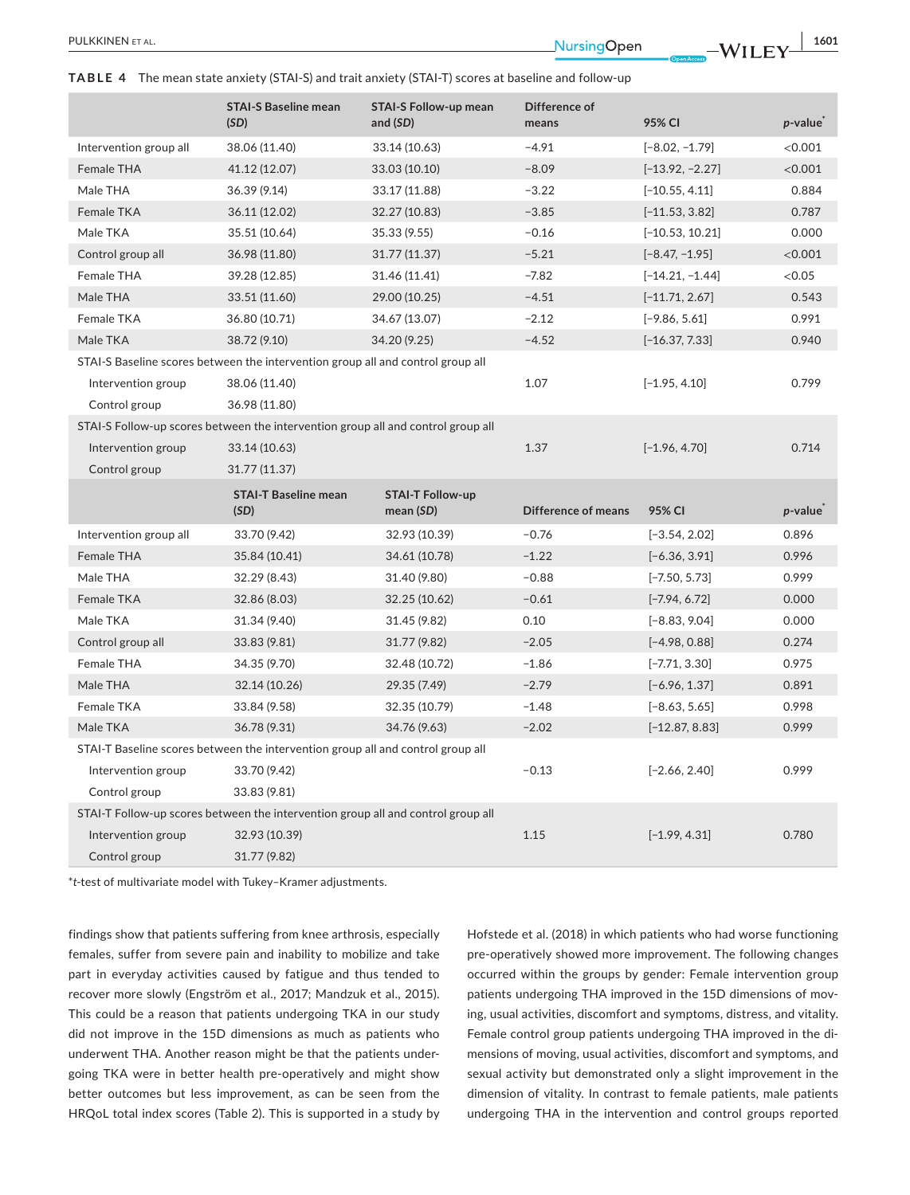**TABLE 4** The mean state anxiety (STAI-S) and trait anxiety (STAI-T) scores at baseline and follow-up

| | STAI-S Baseline mean (SD) | STAI-S Follow-up mean and (SD) | Difference of means | 95% CI | p-value* |
|---|---|---|---|---|---|
| Intervention group all | 38.06 (11.40) | 33.14 (10.63) | −4.91 | [−8.02, −1.79] | <0.001 |
| Female THA | 41.12 (12.07) | 33.03 (10.10) | −8.09 | [−13.92, −2.27] | <0.001 |
| Male THA | 36.39 (9.14) | 33.17 (11.88) | −3.22 | [−10.55, 4.11] | 0.884 |
| Female TKA | 36.11 (12.02) | 32.27 (10.83) | −3.85 | [−11.53, 3.82] | 0.787 |
| Male TKA | 35.51 (10.64) | 35.33 (9.55) | −0.16 | [−10.53, 10.21] | 0.000 |
| Control group all | 36.98 (11.80) | 31.77 (11.37) | −5.21 | [−8.47, −1.95] | <0.001 |
| Female THA | 39.28 (12.85) | 31.46 (11.41) | −7.82 | [−14.21, −1.44] | <0.05 |
| Male THA | 33.51 (11.60) | 29.00 (10.25) | −4.51 | [−11.71, 2.67] | 0.543 |
| Female TKA | 36.80 (10.71) | 34.67 (13.07) | −2.12 | [−9.86, 5.61] | 0.991 |
| Male TKA | 38.72 (9.10) | 34.20 (9.25) | −4.52 | [−16.37, 7.33] | 0.940 |
| STAI-S Baseline scores between the intervention group all and control group all | | | | | |
| Intervention group | 38.06 (11.40) | | 1.07 | [−1.95, 4.10] | 0.799 |
| Control group | 36.98 (11.80) | | | | |
| STAI-S Follow-up scores between the intervention group all and control group all | | | | | |
| Intervention group | 33.14 (10.63) | | 1.37 | [−1.96, 4.70] | 0.714 |
| Control group | 31.77 (11.37) | | | | |
| | **STAI-T Baseline mean (SD)** | **STAI-T Follow-up mean (SD)** | **Difference of means** | **95% CI** | **p-value*** |
| Intervention group all | 33.70 (9.42) | 32.93 (10.39) | −0.76 | [−3.54, 2.02] | 0.896 |
| Female THA | 35.84 (10.41) | 34.61 (10.78) | −1.22 | [−6.36, 3.91] | 0.996 |
| Male THA | 32.29 (8.43) | 31.40 (9.80) | −0.88 | [−7.50, 5.73] | 0.999 |
| Female TKA | 32.86 (8.03) | 32.25 (10.62) | −0.61 | [−7.94, 6.72] | 0.000 |
| Male TKA | 31.34 (9.40) | 31.45 (9.82) | 0.10 | [−8.83, 9.04] | 0.000 |
| Control group all | 33.83 (9.81) | 31.77 (9.82) | −2.05 | [−4.98, 0.88] | 0.274 |
| Female THA | 34.35 (9.70) | 32.48 (10.72) | −1.86 | [−7.71, 3.30] | 0.975 |
| Male THA | 32.14 (10.26) | 29.35 (7.49) | −2.79 | [−6.96, 1.37] | 0.891 |
| Female TKA | 33.84 (9.58) | 32.35 (10.79) | −1.48 | [−8.63, 5.65] | 0.998 |
| Male TKA | 36.78 (9.31) | 34.76 (9.63) | −2.02 | [−12.87, 8.83] | 0.999 |
| STAI-T Baseline scores between the intervention group all and control group all | | | | | |
| Intervention group | 33.70 (9.42) | | −0.13 | [−2.66, 2.40] | 0.999 |
| Control group | 33.83 (9.81) | | | | |
| STAI-T Follow-up scores between the intervention group all and control group all | | | | | |
| Intervention group | 32.93 (10.39) | | 1.15 | [−1.99, 4.31] | 0.780 |
| Control group | 31.77 (9.82) | | | | |

*t-test of multivariate model with Tukey–Kramer adjustments.

findings show that patients suffering from knee arthrosis, especially females, suffer from severe pain and inability to mobilize and take part in everyday activities caused by fatigue and thus tended to recover more slowly (Engström et al., 2017; Mandzuk et al., 2015). This could be a reason that patients undergoing TKA in our study did not improve in the 15D dimensions as much as patients who underwent THA. Another reason might be that the patients undergoing TKA were in better health pre-operatively and might show better outcomes but less improvement, as can be seen from the HRQoL total index scores (Table 2). This is supported in a study by Hofstede et al. (2018) in which patients who had worse functioning pre-operatively showed more improvement. The following changes occurred within the groups by gender: Female intervention group patients undergoing THA improved in the 15D dimensions of moving, usual activities, discomfort and symptoms, distress, and vitality. Female control group patients undergoing THA improved in the dimensions of moving, usual activities, discomfort and symptoms, and sexual activity but demonstrated only a slight improvement in the dimension of vitality. In contrast to female patients, male patients undergoing THA in the intervention and control groups reported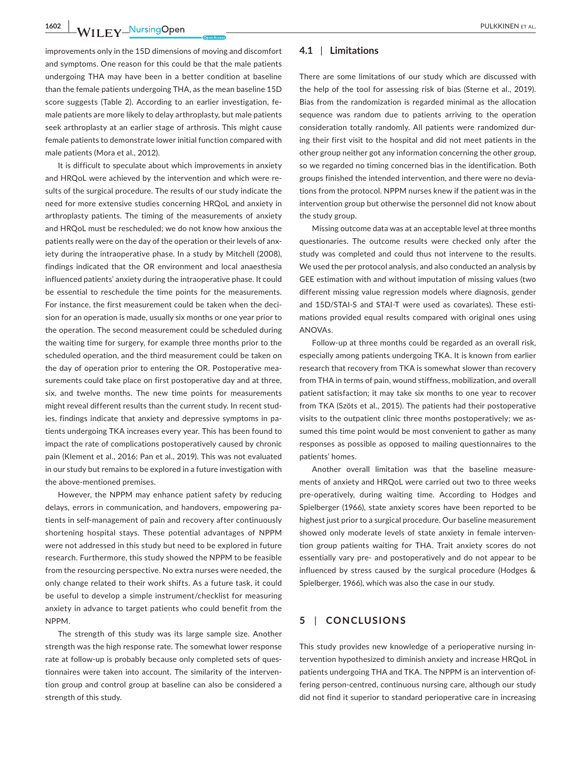improvements only in the 15D dimensions of moving and discomfort and symptoms. One reason for this could be that the male patients undergoing THA may have been in a better condition at baseline than the female patients undergoing THA, as the mean baseline 15D score suggests (Table 2). According to an earlier investigation, female patients are more likely to delay arthroplasty, but male patients seek arthroplasty at an earlier stage of arthrosis. This might cause female patients to demonstrate lower initial function compared with male patients (Mora et al., 2012).

It is difficult to speculate about which improvements in anxiety and HRQoL were achieved by the intervention and which were results of the surgical procedure. The results of our study indicate the need for more extensive studies concerning HRQoL and anxiety in arthroplasty patients. The timing of the measurements of anxiety and HRQoL must be rescheduled; we do not know how anxious the patients really were on the day of the operation or their levels of anxiety during the intraoperative phase. In a study by Mitchell (2008), findings indicated that the OR environment and local anaesthesia influenced patients' anxiety during the intraoperative phase. It could be essential to reschedule the time points for the measurements. For instance, the first measurement could be taken when the decision for an operation is made, usually six months or one year prior to the operation. The second measurement could be scheduled during the waiting time for surgery, for example three months prior to the scheduled operation, and the third measurement could be taken on the day of operation prior to entering the OR. Postoperative measurements could take place on first postoperative day and at three, six, and twelve months. The new time points for measurements might reveal different results than the current study. In recent studies, findings indicate that anxiety and depressive symptoms in patients undergoing TKA increases every year. This has been found to impact the rate of complications postoperatively caused by chronic pain (Klement et al., 2016; Pan et al., 2019). This was not evaluated in our study but remains to be explored in a future investigation with the above-mentioned premises.

However, the NPPM may enhance patient safety by reducing delays, errors in communication, and handovers, empowering patients in self-management of pain and recovery after continuously shortening hospital stays. These potential advantages of NPPM were not addressed in this study but need to be explored in future research. Furthermore, this study showed the NPPM to be feasible from the resourcing perspective. No extra nurses were needed, the only change related to their work shifts. As a future task, it could be useful to develop a simple instrument/checklist for measuring anxiety in advance to target patients who could benefit from the NPPM.

The strength of this study was its large sample size. Another strength was the high response rate. The somewhat lower response rate at follow-up is probably because only completed sets of questionnaires were taken into account. The similarity of the intervention group and control group at baseline can also be considered a strength of this study.

### 4.1 | Limitations

There are some limitations of our study which are discussed with the help of the tool for assessing risk of bias (Sterne et al., 2019). Bias from the randomization is regarded minimal as the allocation sequence was random due to patients arriving to the operation consideration totally randomly. All patients were randomized during their first visit to the hospital and did not meet patients in the other group neither got any information concerning the other group, so we regarded no timing concerned bias in the identification. Both groups finished the intended intervention, and there were no deviations from the protocol. NPPM nurses knew if the patient was in the intervention group but otherwise the personnel did not know about the study group.

Missing outcome data was at an acceptable level at three months questionaries. The outcome results were checked only after the study was completed and could thus not intervene to the results. We used the per protocol analysis, and also conducted an analysis by GEE estimation with and without imputation of missing values (two different missing value regression models where diagnosis, gender and 15D/STAI-S and STAI-T were used as covariates). These estimations provided equal results compared with original ones using ANOVAs.

Follow-up at three months could be regarded as an overall risk, especially among patients undergoing TKA. It is known from earlier research that recovery from TKA is somewhat slower than recovery from THA in terms of pain, wound stiffness, mobilization, and overall patient satisfaction; it may take six months to one year to recover from TKA (Szöts et al., 2015). The patients had their postoperative visits to the outpatient clinic three months postoperatively; we assumed this time point would be most convenient to gather as many responses as possible as opposed to mailing questionnaires to the patients' homes.

Another overall limitation was that the baseline measurements of anxiety and HRQoL were carried out two to three weeks pre-operatively, during waiting time. According to Hodges and Spielberger (1966), state anxiety scores have been reported to be highest just prior to a surgical procedure. Our baseline measurement showed only moderate levels of state anxiety in female intervention group patients waiting for THA. Trait anxiety scores do not essentially vary pre- and postoperatively and do not appear to be influenced by stress caused by the surgical procedure (Hodges & Spielberger, 1966), which was also the case in our study.

## 5 | CONCLUSIONS

This study provides new knowledge of a perioperative nursing intervention hypothesized to diminish anxiety and increase HRQoL in patients undergoing THA and TKA. The NPPM is an intervention offering person-centred, continuous nursing care, although our study did not find it superior to standard perioperative care in increasing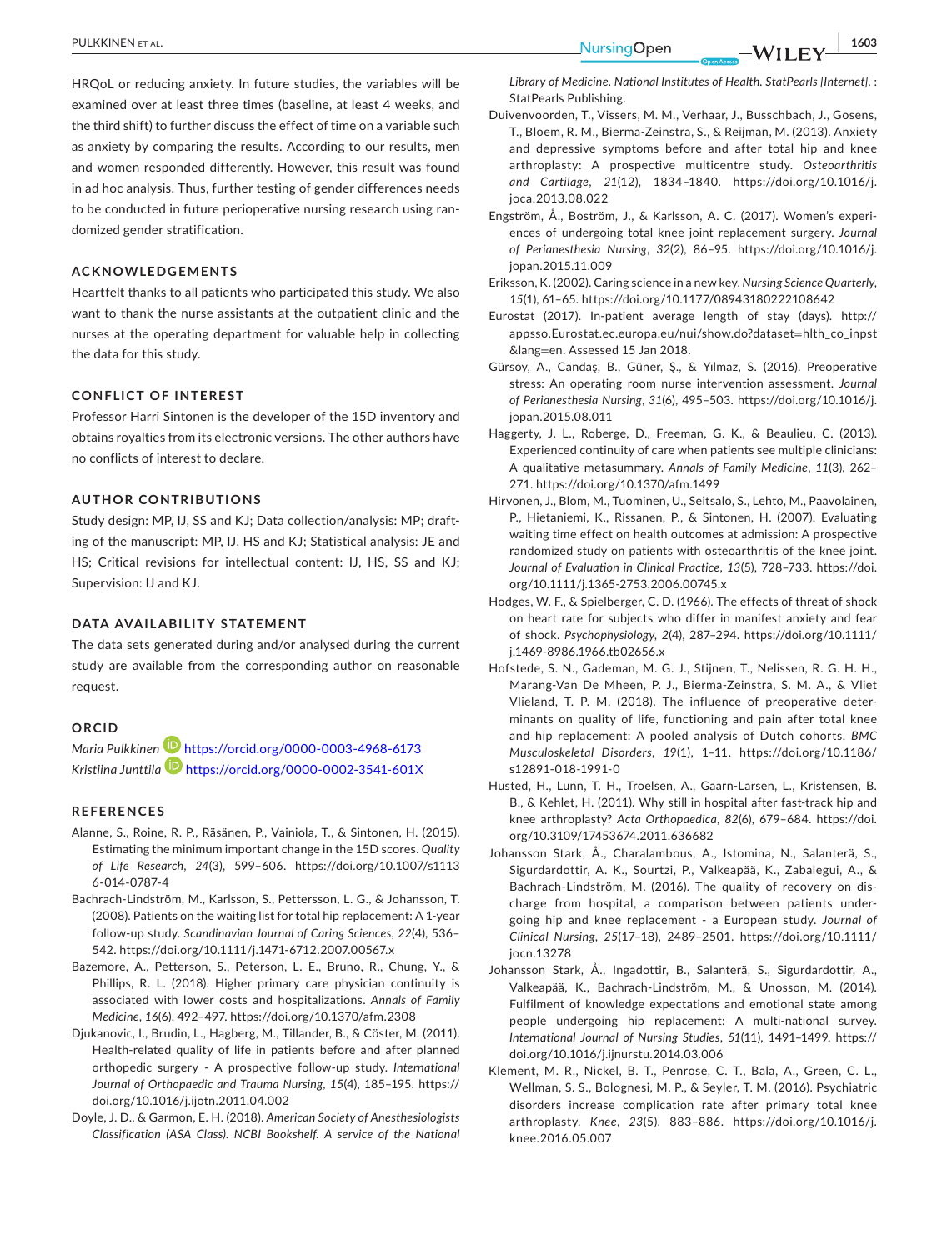HRQoL or reducing anxiety. In future studies, the variables will be examined over at least three times (baseline, at least 4 weeks, and the third shift) to further discuss the effect of time on a variable such as anxiety by comparing the results. According to our results, men and women responded differently. However, this result was found in ad hoc analysis. Thus, further testing of gender differences needs to be conducted in future perioperative nursing research using randomized gender stratification.

## ACKNOWLEDGEMENTS

Heartfelt thanks to all patients who participated this study. We also want to thank the nurse assistants at the outpatient clinic and the nurses at the operating department for valuable help in collecting the data for this study.

## CONFLICT OF INTEREST

Professor Harri Sintonen is the developer of the 15D inventory and obtains royalties from its electronic versions. The other authors have no conflicts of interest to declare.

## AUTHOR CONTRIBUTIONS

Study design: MP, IJ, SS and KJ; Data collection/analysis: MP; drafting of the manuscript: MP, IJ, HS and KJ; Statistical analysis: JE and HS; Critical revisions for intellectual content: IJ, HS, SS and KJ; Supervision: IJ and KJ.

## DATA AVAILABILITY STATEMENT

The data sets generated during and/or analysed during the current study are available from the corresponding author on reasonable request.

## ORCID

*Maria Pulkkinen* https://orcid.org/0000-0003-4968-6173
*Kristiina Junttila* https://orcid.org/0000-0002-3541-601X

## REFERENCES

Alanne, S., Roine, R. P., Räsänen, P., Vainiola, T., & Sintonen, H. (2015). Estimating the minimum important change in the 15D scores. *Quality of Life Research*, *24*(3), 599–606. https://doi.org/10.1007/s11136-014-0787-4

Bachrach-Lindström, M., Karlsson, S., Pettersson, L. G., & Johansson, T. (2008). Patients on the waiting list for total hip replacement: A 1-year follow-up study. *Scandinavian Journal of Caring Sciences*, *22*(4), 536–542. https://doi.org/10.1111/j.1471-6712.2007.00567.x

Bazemore, A., Petterson, S., Peterson, L. E., Bruno, R., Chung, Y., & Phillips, R. L. (2018). Higher primary care physician continuity is associated with lower costs and hospitalizations. *Annals of Family Medicine*, *16*(6), 492–497. https://doi.org/10.1370/afm.2308

Djukanovic, I., Brudin, L., Hagberg, M., Tillander, B., & Cöster, M. (2011). Health-related quality of life in patients before and after planned orthopedic surgery - A prospective follow-up study. *International Journal of Orthopaedic and Trauma Nursing*, *15*(4), 185–195. https://doi.org/10.1016/j.ijotn.2011.04.002

Doyle, J. D., & Garmon, E. H. (2018). *American Society of Anesthesiologists Classification (ASA Class). NCBI Bookshelf. A service of the National Library of Medicine. National Institutes of Health. StatPearls [Internet].* : StatPearls Publishing.

Duivenvoorden, T., Vissers, M. M., Verhaar, J., Busschbach, J., Gosens, T., Bloem, R. M., Bierma-Zeinstra, S., & Reijman, M. (2013). Anxiety and depressive symptoms before and after total hip and knee arthroplasty: A prospective multicentre study. *Osteoarthritis and Cartilage*, *21*(12), 1834–1840. https://doi.org/10.1016/j.joca.2013.08.022

Engström, Å., Boström, J., & Karlsson, A. C. (2017). Women's experiences of undergoing total knee joint replacement surgery. *Journal of Perianesthesia Nursing*, *32*(2), 86–95. https://doi.org/10.1016/j.jopan.2015.11.009

Eriksson, K. (2002). Caring science in a new key. *Nursing Science Quarterly*, *15*(1), 61–65. https://doi.org/10.1177/089431802221086​42

Eurostat (2017). In-patient average length of stay (days). http://appsso.eurostat.ec.europa.eu/nui/show.do?dataset=hlth_co_inpst&lang=en. Assessed 15 Jan 2018.

Gürsoy, A., Candaş, B., Güner, Ş., & Yılmaz, S. (2016). Preoperative stress: An operating room nurse intervention assessment. *Journal of Perianesthesia Nursing*, *31*(6), 495–503. https://doi.org/10.1016/j.jopan.2015.08.011

Haggerty, J. L., Roberge, D., Freeman, G. K., & Beaulieu, C. (2013). Experienced continuity of care when patients see multiple clinicians: A qualitative metasummary. *Annals of Family Medicine*, *11*(3), 262–271. https://doi.org/10.1370/afm.1499

Hirvonen, J., Blom, M., Tuominen, U., Seitsalo, S., Lehto, M., Paavolainen, P., Hietaniemi, K., Rissanen, P., & Sintonen, H. (2007). Evaluating waiting time effect on health outcomes at admission: A prospective randomized study on patients with osteoarthritis of the knee joint. *Journal of Evaluation in Clinical Practice*, *13*(5), 728–733. https://doi.org/10.1111/j.1365-2753.2006.00745.x

Hodges, W. F., & Spielberger, C. D. (1966). The effects of threat of shock on heart rate for subjects who differ in manifest anxiety and fear of shock. *Psychophysiology*, *2*(4), 287–294. https://doi.org/10.1111/j.1469-8986.1966.tb02656.x

Hofstede, S. N., Gademan, M. G. J., Stijnen, T., Nelissen, R. G. H. H., Marang-Van De Mheen, P. J., Bierma-Zeinstra, S. M. A., & Vliet Vlieland, T. P. M. (2018). The influence of preoperative determinants on quality of life, functioning and pain after total knee and hip replacement: A pooled analysis of Dutch cohorts. *BMC Musculoskeletal Disorders*, *19*(1), 1–11. https://doi.org/10.1186/s12891-018-1991-0

Husted, H., Lunn, T. H., Troelsen, A., Gaarn-Larsen, L., Kristensen, B. B., & Kehlet, H. (2011). Why still in hospital after fast-track hip and knee arthroplasty? *Acta Orthopaedica*, *82*(6), 679–684. https://doi.org/10.3109/17453674.2011.636682

Johansson Stark, Å., Charalambous, A., Istomina, N., Salanterä, S., Sigurdardottir, A. K., Sourtzi, P., Valkeapää, K., Zabalegui, A., & Bachrach-Lindström, M. (2016). The quality of recovery on discharge from hospital, a comparison between patients undergoing hip and knee replacement - a European study. *Journal of Clinical Nursing*, *25*(17–18), 2489–2501. https://doi.org/10.1111/jocn.13278

Johansson Stark, Å., Ingadottir, B., Salanterä, S., Sigurdardottir, A., Valkeapää, K., Bachrach-Lindström, M., & Unosson, M. (2014). Fulfilment of knowledge expectations and emotional state among people undergoing hip replacement: A multi-national survey. *International Journal of Nursing Studies*, *51*(11), 1491–1499. https://doi.org/10.1016/j.ijnurstu.2014.03.006

Klement, M. R., Nickel, B. T., Penrose, C. T., Bala, A., Green, C. L., Wellman, S. S., Bolognesi, M. P., & Seyler, T. M. (2016). Psychiatric disorders increase complication rate after primary total knee arthroplasty. *Knee*, *23*(5), 883–886. https://doi.org/10.1016/j.knee.2016.05.007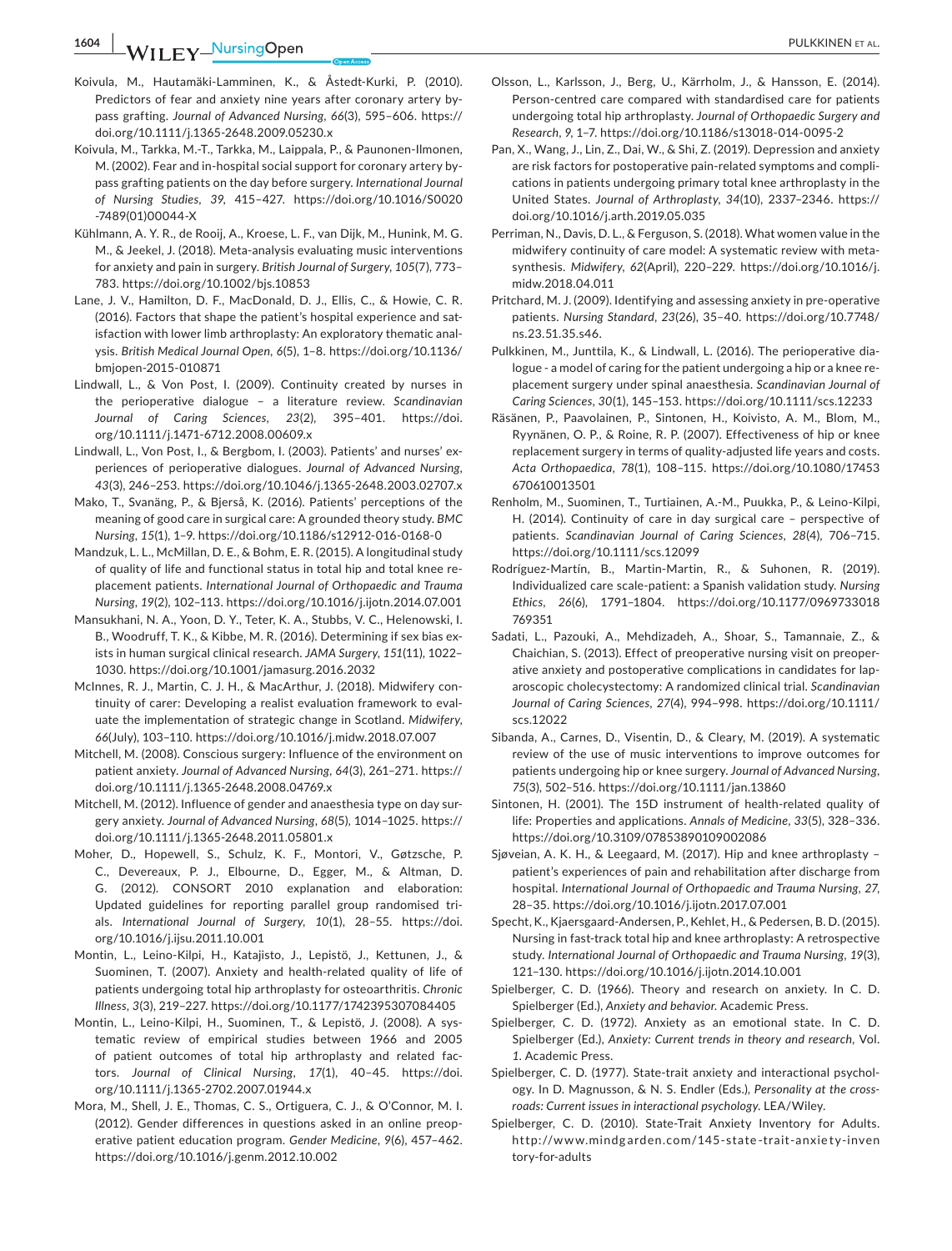Koivula, M., Hautamäki-Lamminen, K., & Åstedt-Kurki, P. (2010). Predictors of fear and anxiety nine years after coronary artery bypass grafting. *Journal of Advanced Nursing*, *66*(3), 595–606. https://doi.org/10.1111/j.1365-2648.2009.05230.x

Koivula, M., Tarkka, M.-T., Tarkka, M., Laippala, P., & Paunonen-Ilmonen, M. (2002). Fear and in-hospital social support for coronary artery bypass grafting patients on the day before surgery. *International Journal of Nursing Studies*, *39*, 415–427. https://doi.org/10.1016/S0020-7489(01)00044-X

Kühlmann, A. Y. R., de Rooij, A., Kroese, L. F., van Dijk, M., Hunink, M. G. M., & Jeekel, J. (2018). Meta-analysis evaluating music interventions for anxiety and pain in surgery. *British Journal of Surgery*, *105*(7), 773–783. https://doi.org/10.1002/bjs.10853

Lane, J. V., Hamilton, D. F., MacDonald, D. J., Ellis, C., & Howie, C. R. (2016). Factors that shape the patient's hospital experience and satisfaction with lower limb arthroplasty: An exploratory thematic analysis. *British Medical Journal Open*, *6*(5), 1–8. https://doi.org/10.1136/bmjopen-2015-010871

Lindwall, L., & Von Post, I. (2009). Continuity created by nurses in the perioperative dialogue – a literature review. *Scandinavian Journal of Caring Sciences*, *23*(2), 395–401. https://doi.org/10.1111/j.1471-6712.2008.00609.x

Lindwall, L., Von Post, I., & Bergbom, I. (2003). Patients' and nurses' experiences of perioperative dialogues. *Journal of Advanced Nursing*, *43*(3), 246–253. https://doi.org/10.1046/j.1365-2648.2003.02707.x

Mako, T., Svanäng, P., & Bjerså, K. (2016). Patients' perceptions of the meaning of good care in surgical care: A grounded theory study. *BMC Nursing*, *15*(1), 1–9. https://doi.org/10.1186/s12912-016-0168-0

Mandzuk, L. L., McMillan, D. E., & Bohm, E. R. (2015). A longitudinal study of quality of life and functional status in total hip and total knee replacement patients. *International Journal of Orthopaedic and Trauma Nursing*, *19*(2), 102–113. https://doi.org/10.1016/j.ijotn.2014.07.001

Mansukhani, N. A., Yoon, D. Y., Teter, K. A., Stubbs, V. C., Helenowski, I. B., Woodruff, T. K., & Kibbe, M. R. (2016). Determining if sex bias exists in human surgical clinical research. *JAMA Surgery*, *151*(11), 1022–1030. https://doi.org/10.1001/jamasurg.2016.2032

McInnes, R. J., Martin, C. J. H., & MacArthur, J. (2018). Midwifery continuity of carer: Developing a realist evaluation framework to evaluate the implementation of strategic change in Scotland. *Midwifery*, *66*(July), 103–110. https://doi.org/10.1016/j.midw.2018.07.007

Mitchell, M. (2008). Conscious surgery: Influence of the environment on patient anxiety. *Journal of Advanced Nursing*, *64*(3), 261–271. https://doi.org/10.1111/j.1365-2648.2008.04769.x

Mitchell, M. (2012). Influence of gender and anaesthesia type on day surgery anxiety. *Journal of Advanced Nursing*, *68*(5), 1014–1025. https://doi.org/10.1111/j.1365-2648.2011.05801.x

Moher, D., Hopewell, S., Schulz, K. F., Montori, V., Gøtzsche, P. C., Devereaux, P. J., Elbourne, D., Egger, M., & Altman, D. G. (2012). CONSORT 2010 explanation and elaboration: Updated guidelines for reporting parallel group randomised trials. *International Journal of Surgery*, *10*(1), 28–55. https://doi.org/10.1016/j.ijsu.2011.10.001

Montin, L., Leino-Kilpi, H., Katajisto, J., Lepistö, J., Kettunen, J., & Suominen, T. (2007). Anxiety and health-related quality of life of patients undergoing total hip arthroplasty for osteoarthritis. *Chronic Illness*, *3*(3), 219–227. https://doi.org/10.1177/1742395307084405

Montin, L., Leino-Kilpi, H., Suominen, T., & Lepistö, J. (2008). A systematic review of empirical studies between 1966 and 2005 of patient outcomes of total hip arthroplasty and related factors. *Journal of Clinical Nursing*, *17*(1), 40–45. https://doi.org/10.1111/j.1365-2702.2007.01944.x

Mora, M., Shell, J. E., Thomas, C. S., Ortiguera, C. J., & O'Connor, M. I. (2012). Gender differences in questions asked in an online preoperative patient education program. *Gender Medicine*, *9*(6), 457–462. https://doi.org/10.1016/j.genm.2012.10.002

Olsson, L., Karlsson, J., Berg, U., Kärrholm, J., & Hansson, E. (2014). Person-centred care compared with standardised care for patients undergoing total hip arthroplasty. *Journal of Orthopaedic Surgery and Research*, *9*, 1–7. https://doi.org/10.1186/s13018-014-0095-2

Pan, X., Wang, J., Lin, Z., Dai, W., & Shi, Z. (2019). Depression and anxiety are risk factors for postoperative pain-related symptoms and complications in patients undergoing primary total knee arthroplasty in the United States. *Journal of Arthroplasty*, *34*(10), 2337–2346. https://doi.org/10.1016/j.arth.2019.05.035

Perriman, N., Davis, D. L., & Ferguson, S. (2018). What women value in the midwifery continuity of care model: A systematic review with meta-synthesis. *Midwifery*, *62*(April), 220–229. https://doi.org/10.1016/j.midw.2018.04.011

Pritchard, M. J. (2009). Identifying and assessing anxiety in pre-operative patients. *Nursing Standard*, *23*(26), 35–40. https://doi.org/10.7748/ns.23.51.35.s46.

Pulkkinen, M., Junttila, K., & Lindwall, L. (2016). The perioperative dialogue - a model of caring for the patient undergoing a hip or a knee replacement surgery under spinal anaesthesia. *Scandinavian Journal of Caring Sciences*, *30*(1), 145–153. https://doi.org/10.1111/scs.12233

Räsänen, P., Paavolainen, P., Sintonen, H., Koivisto, A. M., Blom, M., Ryynänen, O. P., & Roine, R. P. (2007). Effectiveness of hip or knee replacement surgery in terms of quality-adjusted life years and costs. *Acta Orthopaedica*, *78*(1), 108–115. https://doi.org/10.1080/17453670610013501

Renholm, M., Suominen, T., Turtiainen, A.-M., Puukka, P., & Leino-Kilpi, H. (2014). Continuity of care in day surgical care – perspective of patients. *Scandinavian Journal of Caring Sciences*, *28*(4), 706–715. https://doi.org/10.1111/scs.12099

Rodríguez-Martín, B., Martin-Martin, R., & Suhonen, R. (2019). Individualized care scale-patient: a Spanish validation study. *Nursing Ethics*, *26*(6), 1791–1804. https://doi.org/10.1177/0969733018769351

Sadati, L., Pazouki, A., Mehdizadeh, A., Shoar, S., Tamannaie, Z., & Chaichian, S. (2013). Effect of preoperative nursing visit on preoperative anxiety and postoperative complications in candidates for laparoscopic cholecystectomy: A randomized clinical trial. *Scandinavian Journal of Caring Sciences*, *27*(4), 994–998. https://doi.org/10.1111/scs.12022

Sibanda, A., Carnes, D., Visentin, D., & Cleary, M. (2019). A systematic review of the use of music interventions to improve outcomes for patients undergoing hip or knee surgery. *Journal of Advanced Nursing*, *75*(3), 502–516. https://doi.org/10.1111/jan.13860

Sintonen, H. (2001). The 15D instrument of health-related quality of life: Properties and applications. *Annals of Medicine*, *33*(5), 328–336. https://doi.org/10.3109/07853890109002086

Sjøveian, A. K. H., & Leegaard, M. (2017). Hip and knee arthroplasty – patient's experiences of pain and rehabilitation after discharge from hospital. *International Journal of Orthopaedic and Trauma Nursing*, *27*, 28–35. https://doi.org/10.1016/j.ijotn.2017.07.001

Specht, K., Kjaersgaard-Andersen, P., Kehlet, H., & Pedersen, B. D. (2015). Nursing in fast-track total hip and knee arthroplasty: A retrospective study. *International Journal of Orthopaedic and Trauma Nursing*, *19*(3), 121–130. https://doi.org/10.1016/j.ijotn.2014.10.001

Spielberger, C. D. (1966). Theory and research on anxiety. In C. D. Spielberger (Ed.), *Anxiety and behavior*. Academic Press.

Spielberger, C. D. (1972). Anxiety as an emotional state. In C. D. Spielberger (Ed.), *Anxiety: Current trends in theory and research*, Vol. *1*. Academic Press.

Spielberger, C. D. (1977). State-trait anxiety and interactional psychology. In D. Magnusson, & N. S. Endler (Eds.), *Personality at the crossroads: Current issues in interactional psychology*. LEA/Wiley.

Spielberger, C. D. (2010). State-Trait Anxiety Inventory for Adults. http://www.mindgarden.com/145-state-trait-anxiety-inventory-for-adults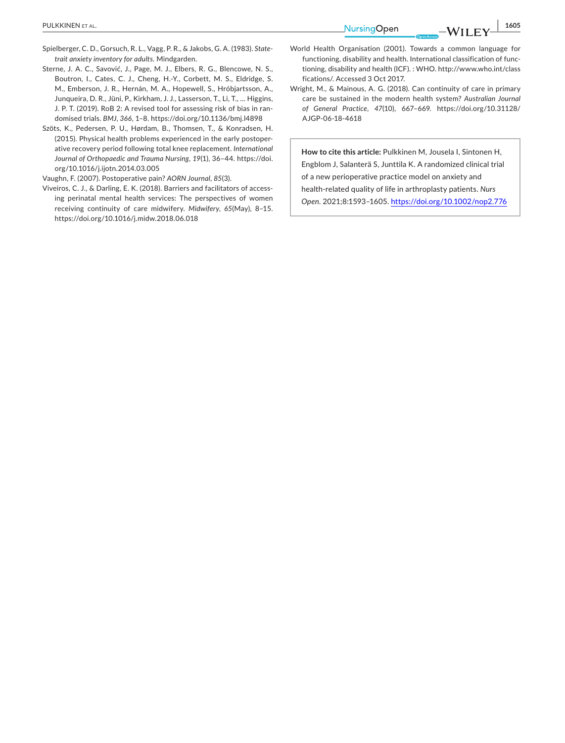Spielberger, C. D., Gorsuch, R. L., Vagg, P. R., & Jakobs, G. A. (1983). *State-trait anxiety inventory for adults*. Mindgarden.

Sterne, J. A. C., Savović, J., Page, M. J., Elbers, R. G., Blencowe, N. S., Boutron, I., Cates, C. J., Cheng, H.-Y., Corbett, M. S., Eldridge, S. M., Emberson, J. R., Hernán, M. A., Hopewell, S., Hróbjartsson, A., Junqueira, D. R., Jüni, P., Kirkham, J. J., Lasserson, T., Li, T., … Higgins, J. P. T. (2019). RoB 2: A revised tool for assessing risk of bias in randomised trials. *BMJ*, *366*, 1–8. https://doi.org/10.1136/bmj.l4898

Szöts, K., Pedersen, P. U., Hørdam, B., Thomsen, T., & Konradsen, H. (2015). Physical health problems experienced in the early postoperative recovery period following total knee replacement. *International Journal of Orthopaedic and Trauma Nursing*, *19*(1), 36–44. https://doi.org/10.1016/j.ijotn.2014.03.005

Vaughn, F. (2007). Postoperative pain? *AORN Journal*, *85*(3).

Viveiros, C. J., & Darling, E. K. (2018). Barriers and facilitators of accessing perinatal mental health services: The perspectives of women receiving continuity of care midwifery. *Midwifery*, *65*(May), 8–15. https://doi.org/10.1016/j.midw.2018.06.018

World Health Organisation (2001). Towards a common language for functioning, disability and health. International classification of functioning, disability and health (ICF). : WHO. http://www.who.int/classifications/. Accessed 3 Oct 2017.

Wright, M., & Mainous, A. G. (2018). Can continuity of care in primary care be sustained in the modern health system? *Australian Journal of General Practice*, *47*(10), 667–669. https://doi.org/10.31128/AJGP-06-18-4618

**How to cite this article:** Pulkkinen M, Jousela I, Sintonen H, Engblom J, Salanterä S, Junttila K. A randomized clinical trial of a new perioperative practice model on anxiety and health-related quality of life in arthroplasty patients. *Nurs Open*. 2021;8:1593–1605. https://doi.org/10.1002/nop2.776